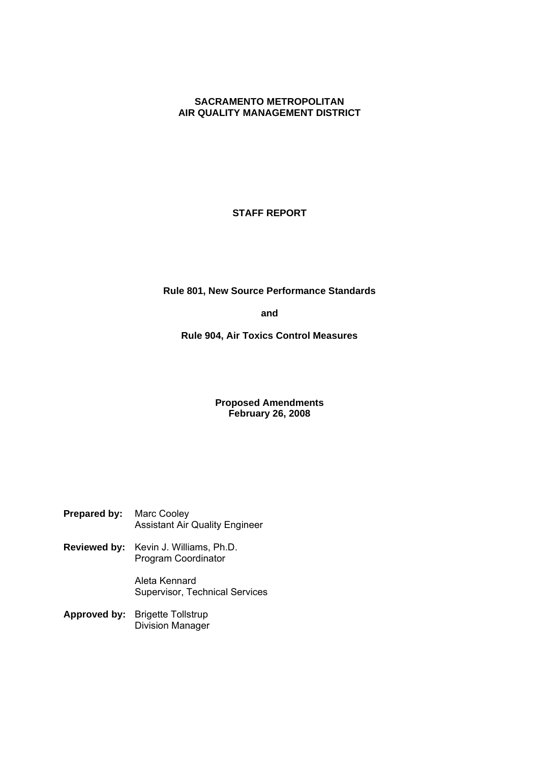# SACRAMENTO METROPOLITAN AIR QUALITY MANAGEMENT DISTRICT

## STAFF REPORT

**Rule 801, New Source Performance Standards**

**and**

**Rule 904, Air Toxics Control Measures**

**Proposed Amendments**
**February 26, 2008**

**Prepared by:** Marc Cooley
Assistant Air Quality Engineer

**Reviewed by:** Kevin J. Williams, Ph.D.
Program Coordinator

Aleta Kennard
Supervisor, Technical Services

**Approved by:** Brigette Tollstrup
Division Manager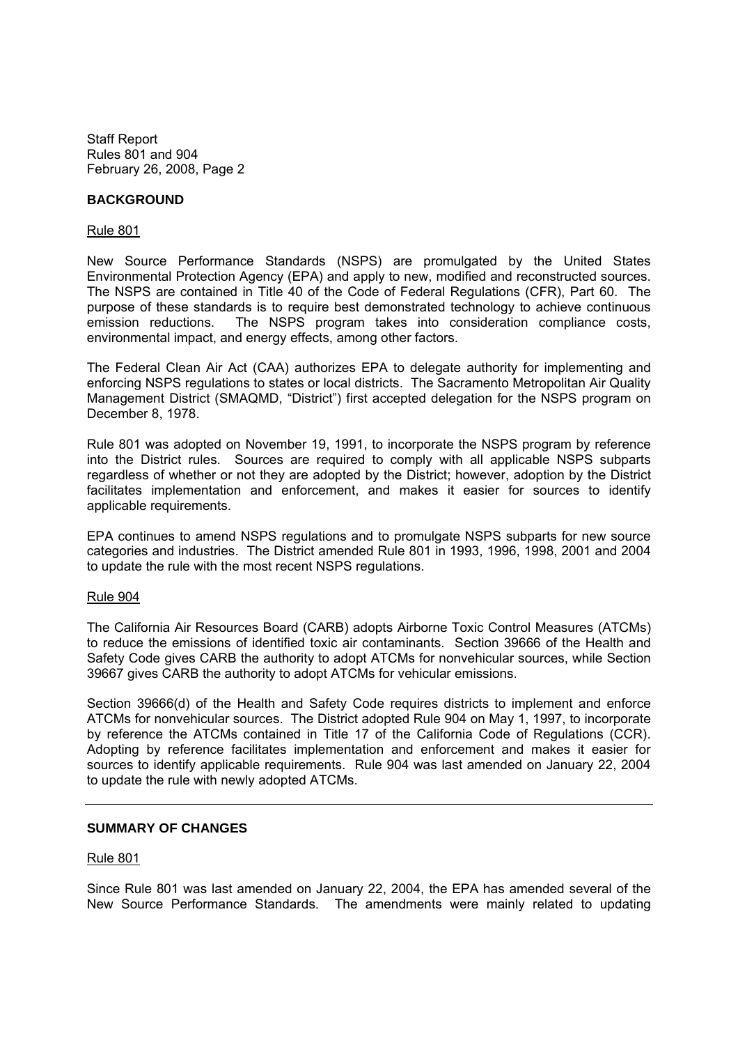## BACKGROUND

Rule 801

New Source Performance Standards (NSPS) are promulgated by the United States Environmental Protection Agency (EPA) and apply to new, modified and reconstructed sources. The NSPS are contained in Title 40 of the Code of Federal Regulations (CFR), Part 60. The purpose of these standards is to require best demonstrated technology to achieve continuous emission reductions. The NSPS program takes into consideration compliance costs, environmental impact, and energy effects, among other factors.

The Federal Clean Air Act (CAA) authorizes EPA to delegate authority for implementing and enforcing NSPS regulations to states or local districts. The Sacramento Metropolitan Air Quality Management District (SMAQMD, "District") first accepted delegation for the NSPS program on December 8, 1978.

Rule 801 was adopted on November 19, 1991, to incorporate the NSPS program by reference into the District rules. Sources are required to comply with all applicable NSPS subparts regardless of whether or not they are adopted by the District; however, adoption by the District facilitates implementation and enforcement, and makes it easier for sources to identify applicable requirements.

EPA continues to amend NSPS regulations and to promulgate NSPS subparts for new source categories and industries. The District amended Rule 801 in 1993, 1996, 1998, 2001 and 2004 to update the rule with the most recent NSPS regulations.

Rule 904

The California Air Resources Board (CARB) adopts Airborne Toxic Control Measures (ATCMs) to reduce the emissions of identified toxic air contaminants. Section 39666 of the Health and Safety Code gives CARB the authority to adopt ATCMs for nonvehicular sources, while Section 39667 gives CARB the authority to adopt ATCMs for vehicular emissions.

Section 39666(d) of the Health and Safety Code requires districts to implement and enforce ATCMs for nonvehicular sources. The District adopted Rule 904 on May 1, 1997, to incorporate by reference the ATCMs contained in Title 17 of the California Code of Regulations (CCR). Adopting by reference facilitates implementation and enforcement and makes it easier for sources to identify applicable requirements. Rule 904 was last amended on January 22, 2004 to update the rule with newly adopted ATCMs.

---

## SUMMARY OF CHANGES

Rule 801

Since Rule 801 was last amended on January 22, 2004, the EPA has amended several of the New Source Performance Standards. The amendments were mainly related to updating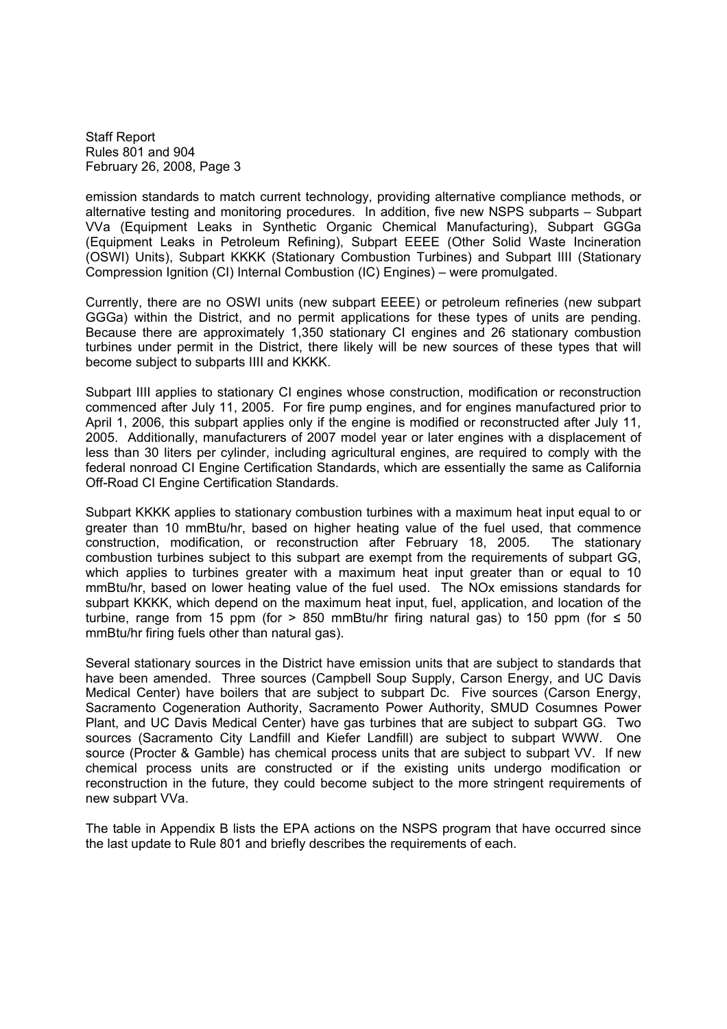emission standards to match current technology, providing alternative compliance methods, or alternative testing and monitoring procedures. In addition, five new NSPS subparts – Subpart VVa (Equipment Leaks in Synthetic Organic Chemical Manufacturing), Subpart GGGa (Equipment Leaks in Petroleum Refining), Subpart EEEE (Other Solid Waste Incineration (OSWI) Units), Subpart KKKK (Stationary Combustion Turbines) and Subpart IIII (Stationary Compression Ignition (CI) Internal Combustion (IC) Engines) – were promulgated.

Currently, there are no OSWI units (new subpart EEEE) or petroleum refineries (new subpart GGGa) within the District, and no permit applications for these types of units are pending. Because there are approximately 1,350 stationary CI engines and 26 stationary combustion turbines under permit in the District, there likely will be new sources of these types that will become subject to subparts IIII and KKKK.

Subpart IIII applies to stationary CI engines whose construction, modification or reconstruction commenced after July 11, 2005. For fire pump engines, and for engines manufactured prior to April 1, 2006, this subpart applies only if the engine is modified or reconstructed after July 11, 2005. Additionally, manufacturers of 2007 model year or later engines with a displacement of less than 30 liters per cylinder, including agricultural engines, are required to comply with the federal nonroad CI Engine Certification Standards, which are essentially the same as California Off-Road CI Engine Certification Standards.

Subpart KKKK applies to stationary combustion turbines with a maximum heat input equal to or greater than 10 mmBtu/hr, based on higher heating value of the fuel used, that commence construction, modification, or reconstruction after February 18, 2005. The stationary combustion turbines subject to this subpart are exempt from the requirements of subpart GG, which applies to turbines greater with a maximum heat input greater than or equal to 10 mmBtu/hr, based on lower heating value of the fuel used. The NOx emissions standards for subpart KKKK, which depend on the maximum heat input, fuel, application, and location of the turbine, range from 15 ppm (for > 850 mmBtu/hr firing natural gas) to 150 ppm (for ≤ 50 mmBtu/hr firing fuels other than natural gas).

Several stationary sources in the District have emission units that are subject to standards that have been amended. Three sources (Campbell Soup Supply, Carson Energy, and UC Davis Medical Center) have boilers that are subject to subpart Dc. Five sources (Carson Energy, Sacramento Cogeneration Authority, Sacramento Power Authority, SMUD Cosumnes Power Plant, and UC Davis Medical Center) have gas turbines that are subject to subpart GG. Two sources (Sacramento City Landfill and Kiefer Landfill) are subject to subpart WWW. One source (Procter & Gamble) has chemical process units that are subject to subpart VV. If new chemical process units are constructed or if the existing units undergo modification or reconstruction in the future, they could become subject to the more stringent requirements of new subpart VVa.

The table in Appendix B lists the EPA actions on the NSPS program that have occurred since the last update to Rule 801 and briefly describes the requirements of each.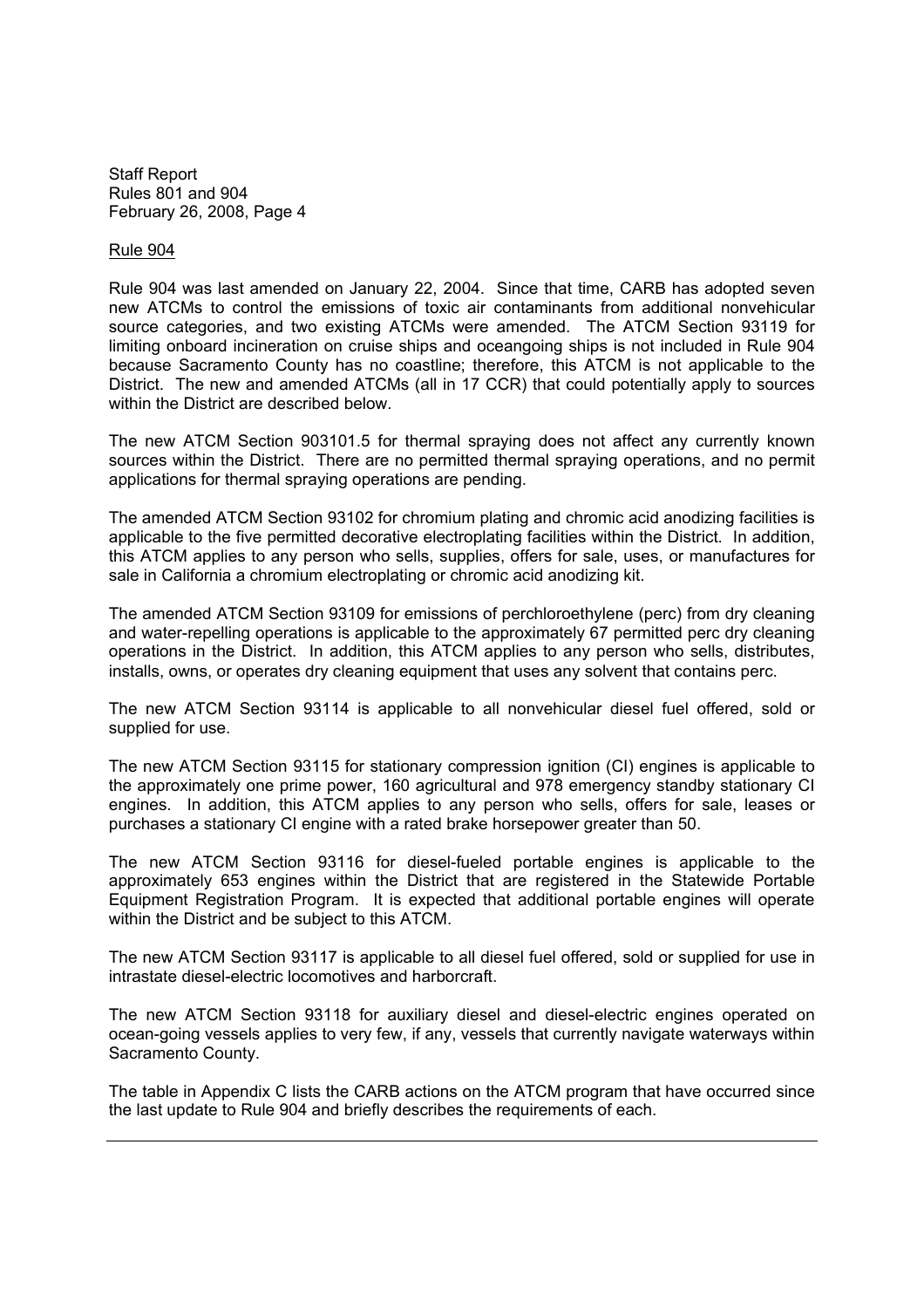Rule 904

Rule 904 was last amended on January 22, 2004. Since that time, CARB has adopted seven new ATCMs to control the emissions of toxic air contaminants from additional nonvehicular source categories, and two existing ATCMs were amended. The ATCM Section 93119 for limiting onboard incineration on cruise ships and oceangoing ships is not included in Rule 904 because Sacramento County has no coastline; therefore, this ATCM is not applicable to the District. The new and amended ATCMs (all in 17 CCR) that could potentially apply to sources within the District are described below.

The new ATCM Section 903101.5 for thermal spraying does not affect any currently known sources within the District. There are no permitted thermal spraying operations, and no permit applications for thermal spraying operations are pending.

The amended ATCM Section 93102 for chromium plating and chromic acid anodizing facilities is applicable to the five permitted decorative electroplating facilities within the District. In addition, this ATCM applies to any person who sells, supplies, offers for sale, uses, or manufactures for sale in California a chromium electroplating or chromic acid anodizing kit.

The amended ATCM Section 93109 for emissions of perchloroethylene (perc) from dry cleaning and water-repelling operations is applicable to the approximately 67 permitted perc dry cleaning operations in the District. In addition, this ATCM applies to any person who sells, distributes, installs, owns, or operates dry cleaning equipment that uses any solvent that contains perc.

The new ATCM Section 93114 is applicable to all nonvehicular diesel fuel offered, sold or supplied for use.

The new ATCM Section 93115 for stationary compression ignition (CI) engines is applicable to the approximately one prime power, 160 agricultural and 978 emergency standby stationary CI engines. In addition, this ATCM applies to any person who sells, offers for sale, leases or purchases a stationary CI engine with a rated brake horsepower greater than 50.

The new ATCM Section 93116 for diesel-fueled portable engines is applicable to the approximately 653 engines within the District that are registered in the Statewide Portable Equipment Registration Program. It is expected that additional portable engines will operate within the District and be subject to this ATCM.

The new ATCM Section 93117 is applicable to all diesel fuel offered, sold or supplied for use in intrastate diesel-electric locomotives and harborcraft.

The new ATCM Section 93118 for auxiliary diesel and diesel-electric engines operated on ocean-going vessels applies to very few, if any, vessels that currently navigate waterways within Sacramento County.

The table in Appendix C lists the CARB actions on the ATCM program that have occurred since the last update to Rule 904 and briefly describes the requirements of each.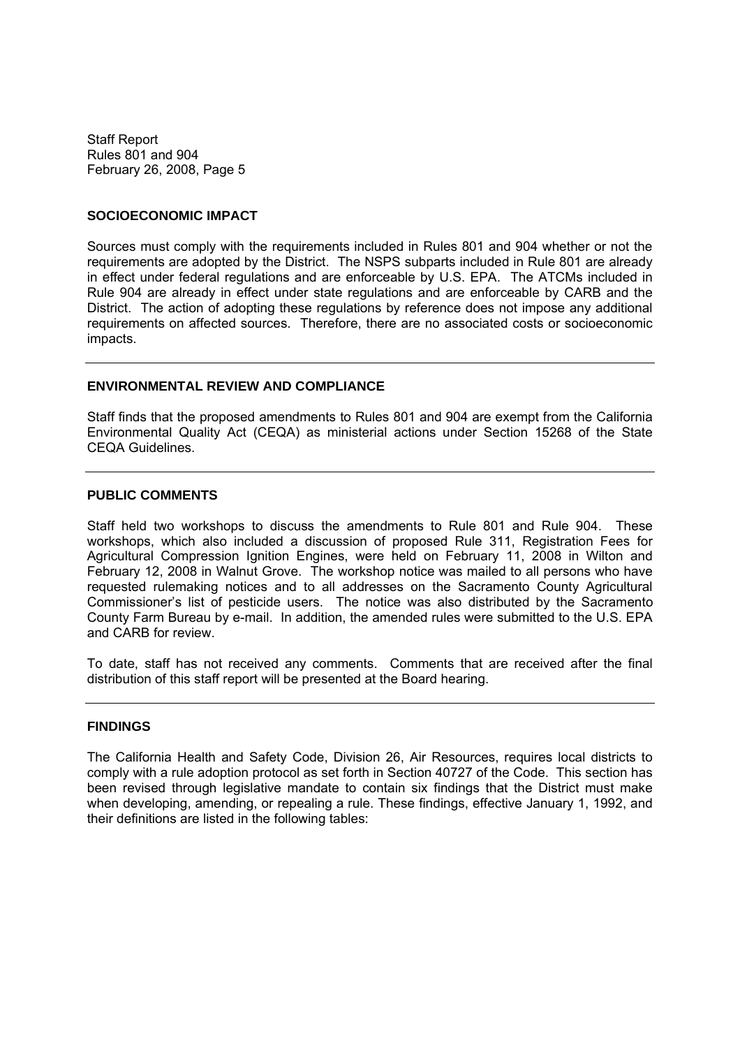## SOCIOECONOMIC IMPACT

Sources must comply with the requirements included in Rules 801 and 904 whether or not the requirements are adopted by the District. The NSPS subparts included in Rule 801 are already in effect under federal regulations and are enforceable by U.S. EPA. The ATCMs included in Rule 904 are already in effect under state regulations and are enforceable by CARB and the District. The action of adopting these regulations by reference does not impose any additional requirements on affected sources. Therefore, there are no associated costs or socioeconomic impacts.

---

## ENVIRONMENTAL REVIEW AND COMPLIANCE

Staff finds that the proposed amendments to Rules 801 and 904 are exempt from the California Environmental Quality Act (CEQA) as ministerial actions under Section 15268 of the State CEQA Guidelines.

---

## PUBLIC COMMENTS

Staff held two workshops to discuss the amendments to Rule 801 and Rule 904. These workshops, which also included a discussion of proposed Rule 311, Registration Fees for Agricultural Compression Ignition Engines, were held on February 11, 2008 in Wilton and February 12, 2008 in Walnut Grove. The workshop notice was mailed to all persons who have requested rulemaking notices and to all addresses on the Sacramento County Agricultural Commissioner's list of pesticide users. The notice was also distributed by the Sacramento County Farm Bureau by e-mail. In addition, the amended rules were submitted to the U.S. EPA and CARB for review.

To date, staff has not received any comments. Comments that are received after the final distribution of this staff report will be presented at the Board hearing.

---

## FINDINGS

The California Health and Safety Code, Division 26, Air Resources, requires local districts to comply with a rule adoption protocol as set forth in Section 40727 of the Code. This section has been revised through legislative mandate to contain six findings that the District must make when developing, amending, or repealing a rule. These findings, effective January 1, 1992, and their definitions are listed in the following tables: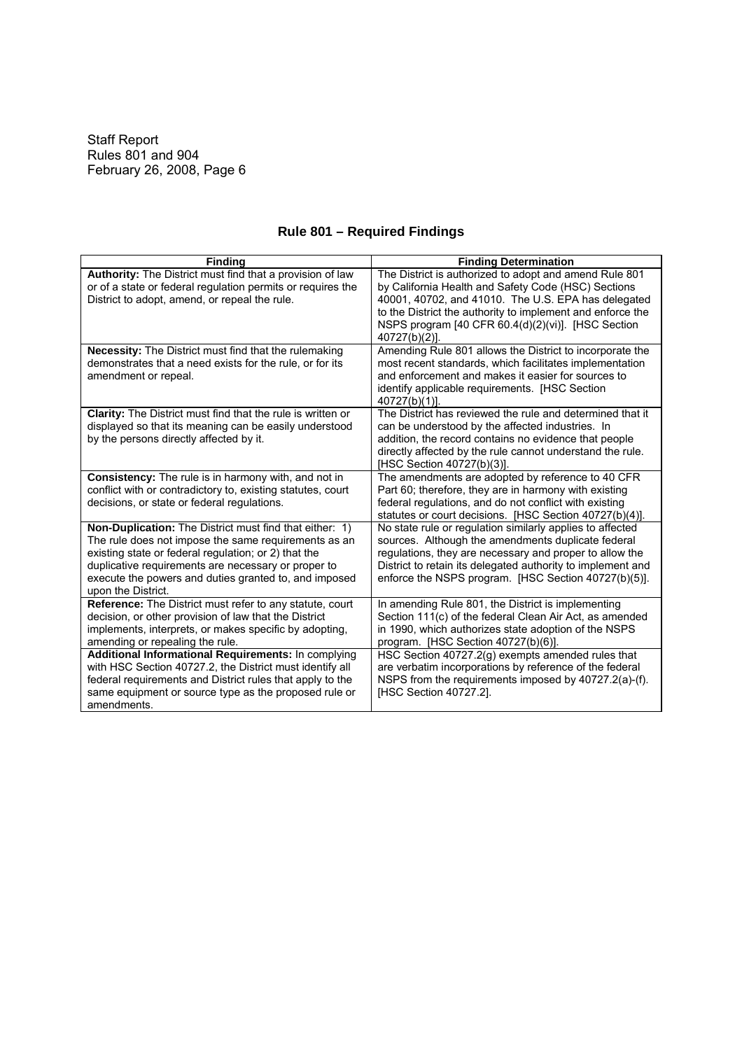## Rule 801 – Required Findings

| Finding | Finding Determination |
|---|---|
| **Authority:** The District must find that a provision of law or of a state or federal regulation permits or requires the District to adopt, amend, or repeal the rule. | The District is authorized to adopt and amend Rule 801 by California Health and Safety Code (HSC) Sections 40001, 40702, and 41010. The U.S. EPA has delegated to the District the authority to implement and enforce the NSPS program [40 CFR 60.4(d)(2)(vi)]. [HSC Section 40727(b)(2)]. |
| **Necessity:** The District must find that the rulemaking demonstrates that a need exists for the rule, or for its amendment or repeal. | Amending Rule 801 allows the District to incorporate the most recent standards, which facilitates implementation and enforcement and makes it easier for sources to identify applicable requirements. [HSC Section 40727(b)(1)]. |
| **Clarity:** The District must find that the rule is written or displayed so that its meaning can be easily understood by the persons directly affected by it. | The District has reviewed the rule and determined that it can be understood by the affected industries. In addition, the record contains no evidence that people directly affected by the rule cannot understand the rule. [HSC Section 40727(b)(3)]. |
| **Consistency:** The rule is in harmony with, and not in conflict with or contradictory to, existing statutes, court decisions, or state or federal regulations. | The amendments are adopted by reference to 40 CFR Part 60; therefore, they are in harmony with existing federal regulations, and do not conflict with existing statutes or court decisions. [HSC Section 40727(b)(4)]. |
| **Non-Duplication:** The District must find that either: 1) The rule does not impose the same requirements as an existing state or federal regulation; or 2) that the duplicative requirements are necessary or proper to execute the powers and duties granted to, and imposed upon the District. | No state rule or regulation similarly applies to affected sources. Although the amendments duplicate federal regulations, they are necessary and proper to allow the District to retain its delegated authority to implement and enforce the NSPS program. [HSC Section 40727(b)(5)]. |
| **Reference:** The District must refer to any statute, court decision, or other provision of law that the District implements, interprets, or makes specific by adopting, amending or repealing the rule. | In amending Rule 801, the District is implementing Section 111(c) of the federal Clean Air Act, as amended in 1990, which authorizes state adoption of the NSPS program. [HSC Section 40727(b)(6)]. |
| **Additional Informational Requirements:** In complying with HSC Section 40727.2, the District must identify all federal requirements and District rules that apply to the same equipment or source type as the proposed rule or amendments. | HSC Section 40727.2(g) exempts amended rules that are verbatim incorporations by reference of the federal NSPS from the requirements imposed by 40727.2(a)-(f). [HSC Section 40727.2]. |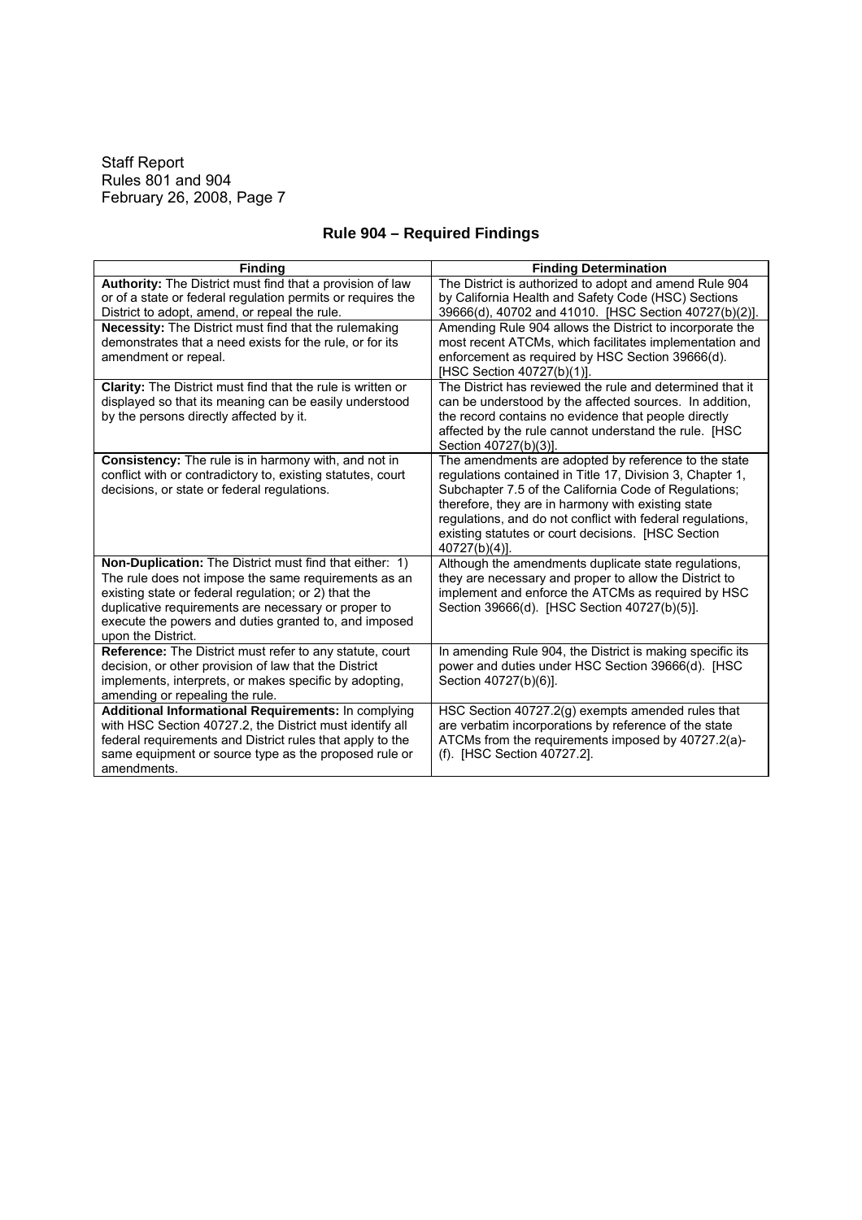## Rule 904 – Required Findings

| Finding | Finding Determination |
|---|---|
| **Authority:** The District must find that a provision of law or of a state or federal regulation permits or requires the District to adopt, amend, or repeal the rule. | The District is authorized to adopt and amend Rule 904 by California Health and Safety Code (HSC) Sections 39666(d), 40702 and 41010. [HSC Section 40727(b)(2)]. |
| **Necessity:** The District must find that the rulemaking demonstrates that a need exists for the rule, or for its amendment or repeal. | Amending Rule 904 allows the District to incorporate the most recent ATCMs, which facilitates implementation and enforcement as required by HSC Section 39666(d). [HSC Section 40727(b)(1)]. |
| **Clarity:** The District must find that the rule is written or displayed so that its meaning can be easily understood by the persons directly affected by it. | The District has reviewed the rule and determined that it can be understood by the affected sources. In addition, the record contains no evidence that people directly affected by the rule cannot understand the rule. [HSC Section 40727(b)(3)]. |
| **Consistency:** The rule is in harmony with, and not in conflict with or contradictory to, existing statutes, court decisions, or state or federal regulations. | The amendments are adopted by reference to the state regulations contained in Title 17, Division 3, Chapter 1, Subchapter 7.5 of the California Code of Regulations; therefore, they are in harmony with existing state regulations, and do not conflict with federal regulations, existing statutes or court decisions. [HSC Section 40727(b)(4)]. |
| **Non-Duplication:** The District must find that either: 1) The rule does not impose the same requirements as an existing state or federal regulation; or 2) that the duplicative requirements are necessary or proper to execute the powers and duties granted to, and imposed upon the District. | Although the amendments duplicate state regulations, they are necessary and proper to allow the District to implement and enforce the ATCMs as required by HSC Section 39666(d). [HSC Section 40727(b)(5)]. |
| **Reference:** The District must refer to any statute, court decision, or other provision of law that the District implements, interprets, or makes specific by adopting, amending or repealing the rule. | In amending Rule 904, the District is making specific its power and duties under HSC Section 39666(d). [HSC Section 40727(b)(6)]. |
| **Additional Informational Requirements:** In complying with HSC Section 40727.2, the District must identify all federal requirements and District rules that apply to the same equipment or source type as the proposed rule or amendments. | HSC Section 40727.2(g) exempts amended rules that are verbatim incorporations by reference of the state ATCMs from the requirements imposed by 40727.2(a)-(f). [HSC Section 40727.2]. |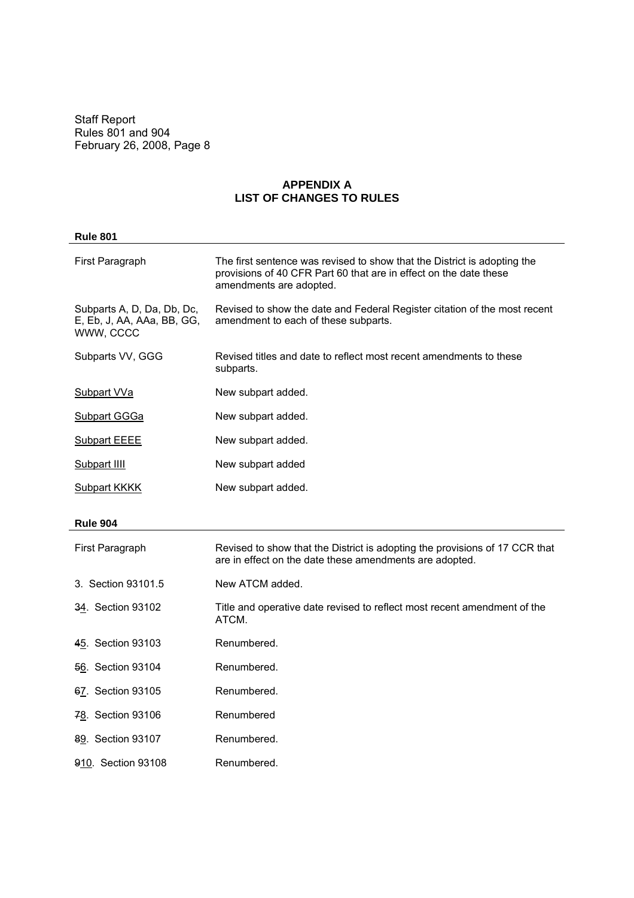Staff Report
Rules 801 and 904
February 26, 2008

## APPENDIX A
## LIST OF CHANGES TO RULES

**Rule 801**

| | |
|---|---|
| First Paragraph | The first sentence was revised to show that the District is adopting the provisions of 40 CFR Part 60 that are in effect on the date these amendments are adopted. |
| Subparts A, D, Da, Db, Dc, E, Eb, J, AA, AAa, BB, GG, WWW, CCCC | Revised to show the date and Federal Register citation of the most recent amendment to each of these subparts. |
| Subparts VV, GGG | Revised titles and date to reflect most recent amendments to these subparts. |
| Subpart VVa | New subpart added. |
| Subpart GGGa | New subpart added. |
| Subpart EEEE | New subpart added. |
| Subpart IIII | New subpart added |
| Subpart KKKK | New subpart added. |

**Rule 904**

| | |
|---|---|
| First Paragraph | Revised to show that the District is adopting the provisions of 17 CCR that are in effect on the date these amendments are adopted. |
| 3. Section 93101.5 | New ATCM added. |
| ~~3~~4. Section 93102 | Title and operative date revised to reflect most recent amendment of the ATCM. |
| ~~4~~5. Section 93103 | Renumbered. |
| ~~5~~6. Section 93104 | Renumbered. |
| ~~6~~7. Section 93105 | Renumbered. |
| ~~7~~8. Section 93106 | Renumbered |
| ~~8~~9. Section 93107 | Renumbered. |
| ~~9~~10. Section 93108 | Renumbered. |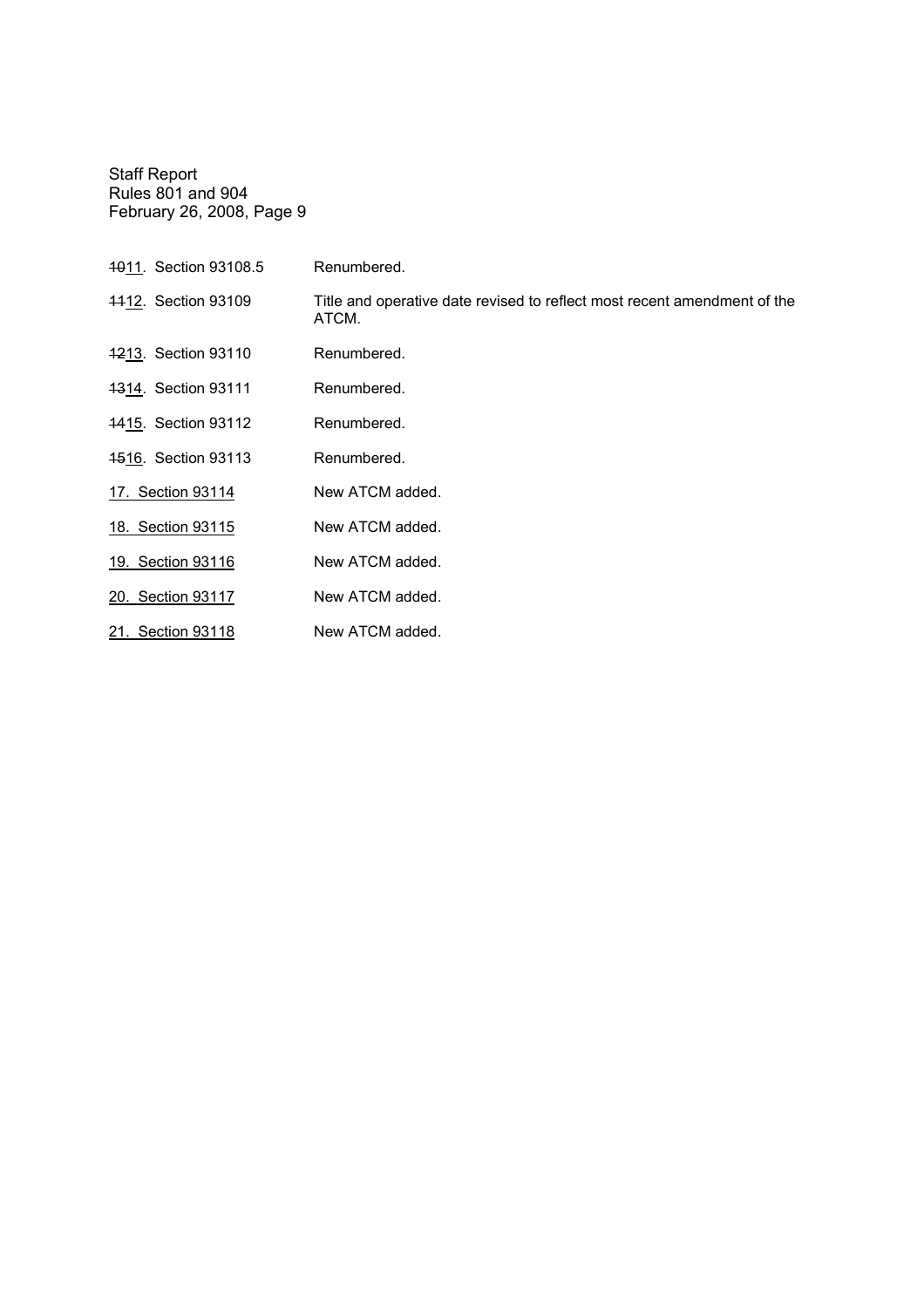~~10~~<u>11</u>. Section 93108.5 Renumbered.

~~11~~<u>12</u>. Section 93109 Title and operative date revised to reflect most recent amendment of the ATCM.

~~12~~<u>13</u>. Section 93110 Renumbered.

~~13~~<u>14</u>. Section 93111 Renumbered.

~~14~~<u>15</u>. Section 93112 Renumbered.

~~15~~<u>16</u>. Section 93113 Renumbered.

<u>17. Section 93114</u> New ATCM added.

<u>18. Section 93115</u> New ATCM added.

<u>19. Section 93116</u> New ATCM added.

<u>20. Section 93117</u> New ATCM added.

<u>21. Section 93118</u> New ATCM added.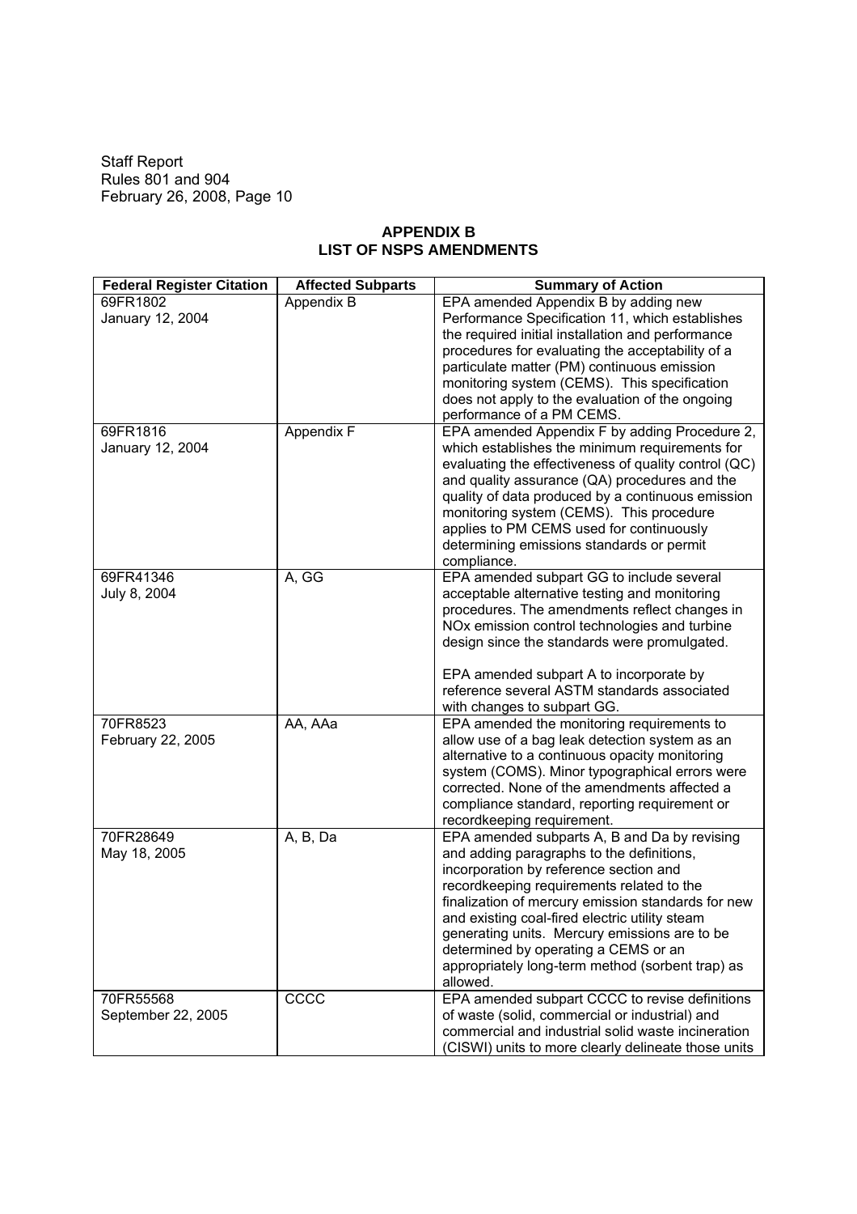## APPENDIX B
## LIST OF NSPS AMENDMENTS

| Federal Register Citation | Affected Subparts | Summary of Action |
|---|---|---|
| 69FR1802<br>January 12, 2004 | Appendix B | EPA amended Appendix B by adding new Performance Specification 11, which establishes the required initial installation and performance procedures for evaluating the acceptability of a particulate matter (PM) continuous emission monitoring system (CEMS). This specification does not apply to the evaluation of the ongoing performance of a PM CEMS. |
| 69FR1816<br>January 12, 2004 | Appendix F | EPA amended Appendix F by adding Procedure 2, which establishes the minimum requirements for evaluating the effectiveness of quality control (QC) and quality assurance (QA) procedures and the quality of data produced by a continuous emission monitoring system (CEMS). This procedure applies to PM CEMS used for continuously determining emissions standards or permit compliance. |
| 69FR41346<br>July 8, 2004 | A, GG | EPA amended subpart GG to include several acceptable alternative testing and monitoring procedures. The amendments reflect changes in NOx emission control technologies and turbine design since the standards were promulgated.<br><br>EPA amended subpart A to incorporate by reference several ASTM standards associated with changes to subpart GG. |
| 70FR8523<br>February 22, 2005 | AA, AAa | EPA amended the monitoring requirements to allow use of a bag leak detection system as an alternative to a continuous opacity monitoring system (COMS). Minor typographical errors were corrected. None of the amendments affected a compliance standard, reporting requirement or recordkeeping requirement. |
| 70FR28649<br>May 18, 2005 | A, B, Da | EPA amended subparts A, B and Da by revising and adding paragraphs to the definitions, incorporation by reference section and recordkeeping requirements related to the finalization of mercury emission standards for new and existing coal-fired electric utility steam generating units. Mercury emissions are to be determined by operating a CEMS or an appropriately long-term method (sorbent trap) as allowed. |
| 70FR55568<br>September 22, 2005 | CCCC | EPA amended subpart CCCC to revise definitions of waste (solid, commercial or industrial) and commercial and industrial solid waste incineration (CISWI) units to more clearly delineate those units |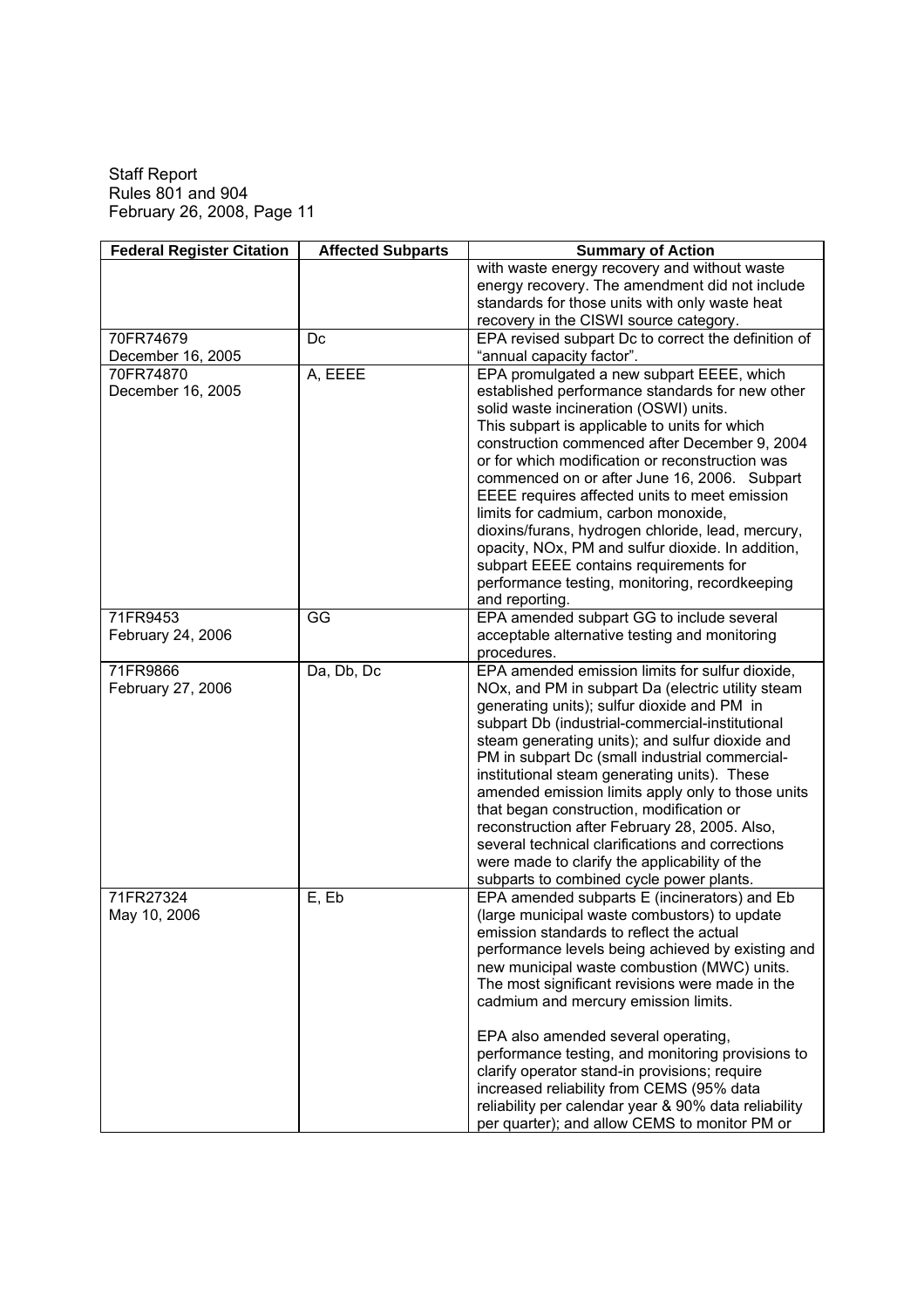| Federal Register Citation | Affected Subparts | Summary of Action |
| --- | --- | --- |
| | | with waste energy recovery and without waste energy recovery. The amendment did not include standards for those units with only waste heat recovery in the CISWI source category. |
| 70FR74679<br>December 16, 2005 | Dc | EPA revised subpart Dc to correct the definition of "annual capacity factor". |
| 70FR74870<br>December 16, 2005 | A, EEEE | EPA promulgated a new subpart EEEE, which established performance standards for new other solid waste incineration (OSWI) units.<br>This subpart is applicable to units for which construction commenced after December 9, 2004 or for which modification or reconstruction was commenced on or after June 16, 2006. Subpart EEEE requires affected units to meet emission limits for cadmium, carbon monoxide, dioxins/furans, hydrogen chloride, lead, mercury, opacity, NOx, PM and sulfur dioxide. In addition, subpart EEEE contains requirements for performance testing, monitoring, recordkeeping and reporting. |
| 71FR9453<br>February 24, 2006 | GG | EPA amended subpart GG to include several acceptable alternative testing and monitoring procedures. |
| 71FR9866<br>February 27, 2006 | Da, Db, Dc | EPA amended emission limits for sulfur dioxide, NOx, and PM in subpart Da (electric utility steam generating units); sulfur dioxide and PM in subpart Db (industrial-commercial-institutional steam generating units); and sulfur dioxide and PM in subpart Dc (small industrial commercial-institutional steam generating units). These amended emission limits apply only to those units that began construction, modification or reconstruction after February 28, 2005. Also, several technical clarifications and corrections were made to clarify the applicability of the subparts to combined cycle power plants. |
| 71FR27324<br>May 10, 2006 | E, Eb | EPA amended subparts E (incinerators) and Eb (large municipal waste combustors) to update emission standards to reflect the actual performance levels being achieved by existing and new municipal waste combustion (MWC) units. The most significant revisions were made in the cadmium and mercury emission limits.<br><br>EPA also amended several operating, performance testing, and monitoring provisions to clarify operator stand-in provisions; require increased reliability from CEMS (95% data reliability per calendar year & 90% data reliability per quarter); and allow CEMS to monitor PM or |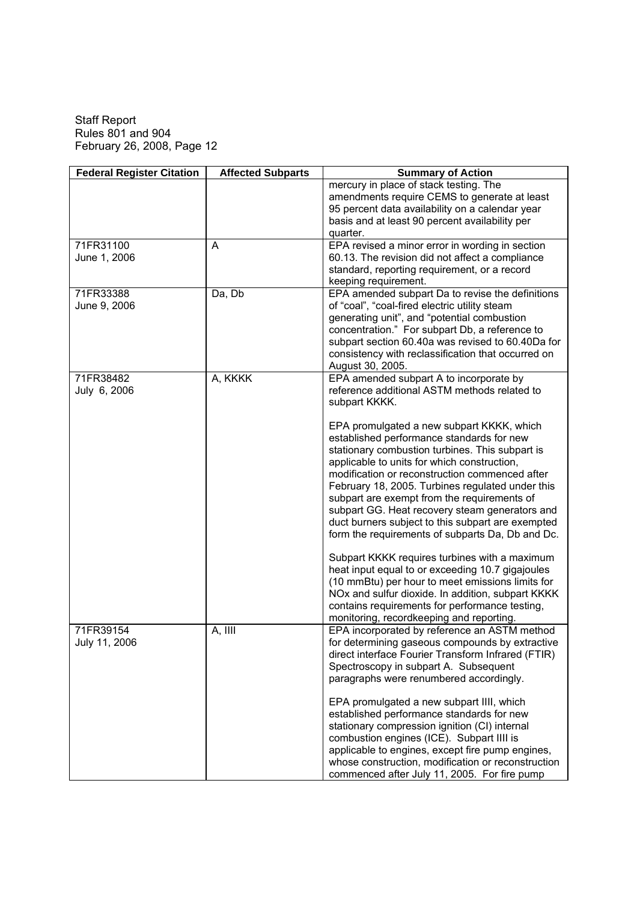Staff Report
Rules 801 and 904
February 26, 2008, Page 12

| Federal Register Citation | Affected Subparts | Summary of Action |
|---|---|---|
| | | mercury in place of stack testing. The amendments require CEMS to generate at least 95 percent data availability on a calendar year basis and at least 90 percent availability per quarter. |
| 71FR31100<br>June 1, 2006 | A | EPA revised a minor error in wording in section 60.13. The revision did not affect a compliance standard, reporting requirement, or a record keeping requirement. |
| 71FR33388<br>June 9, 2006 | Da, Db | EPA amended subpart Da to revise the definitions of "coal", "coal-fired electric utility steam generating unit", and "potential combustion concentration." For subpart Db, a reference to subpart section 60.40a was revised to 60.40Da for consistency with reclassification that occurred on August 30, 2005. |
| 71FR38482<br>July 6, 2006 | A, KKKK | EPA amended subpart A to incorporate by reference additional ASTM methods related to subpart KKKK.<br><br>EPA promulgated a new subpart KKKK, which established performance standards for new stationary combustion turbines. This subpart is applicable to units for which construction, modification or reconstruction commenced after February 18, 2005. Turbines regulated under this subpart are exempt from the requirements of subpart GG. Heat recovery steam generators and duct burners subject to this subpart are exempted form the requirements of subparts Da, Db and Dc.<br><br>Subpart KKKK requires turbines with a maximum heat input equal to or exceeding 10.7 gigajoules (10 mmBtu) per hour to meet emissions limits for NOx and sulfur dioxide. In addition, subpart KKKK contains requirements for performance testing, monitoring, recordkeeping and reporting. |
| 71FR39154<br>July 11, 2006 | A, IIII | EPA incorporated by reference an ASTM method for determining gaseous compounds by extractive direct interface Fourier Transform Infrared (FTIR) Spectroscopy in subpart A. Subsequent paragraphs were renumbered accordingly.<br><br>EPA promulgated a new subpart IIII, which established performance standards for new stationary compression ignition (CI) internal combustion engines (ICE). Subpart IIII is applicable to engines, except fire pump engines, whose construction, modification or reconstruction commenced after July 11, 2005. For fire pump |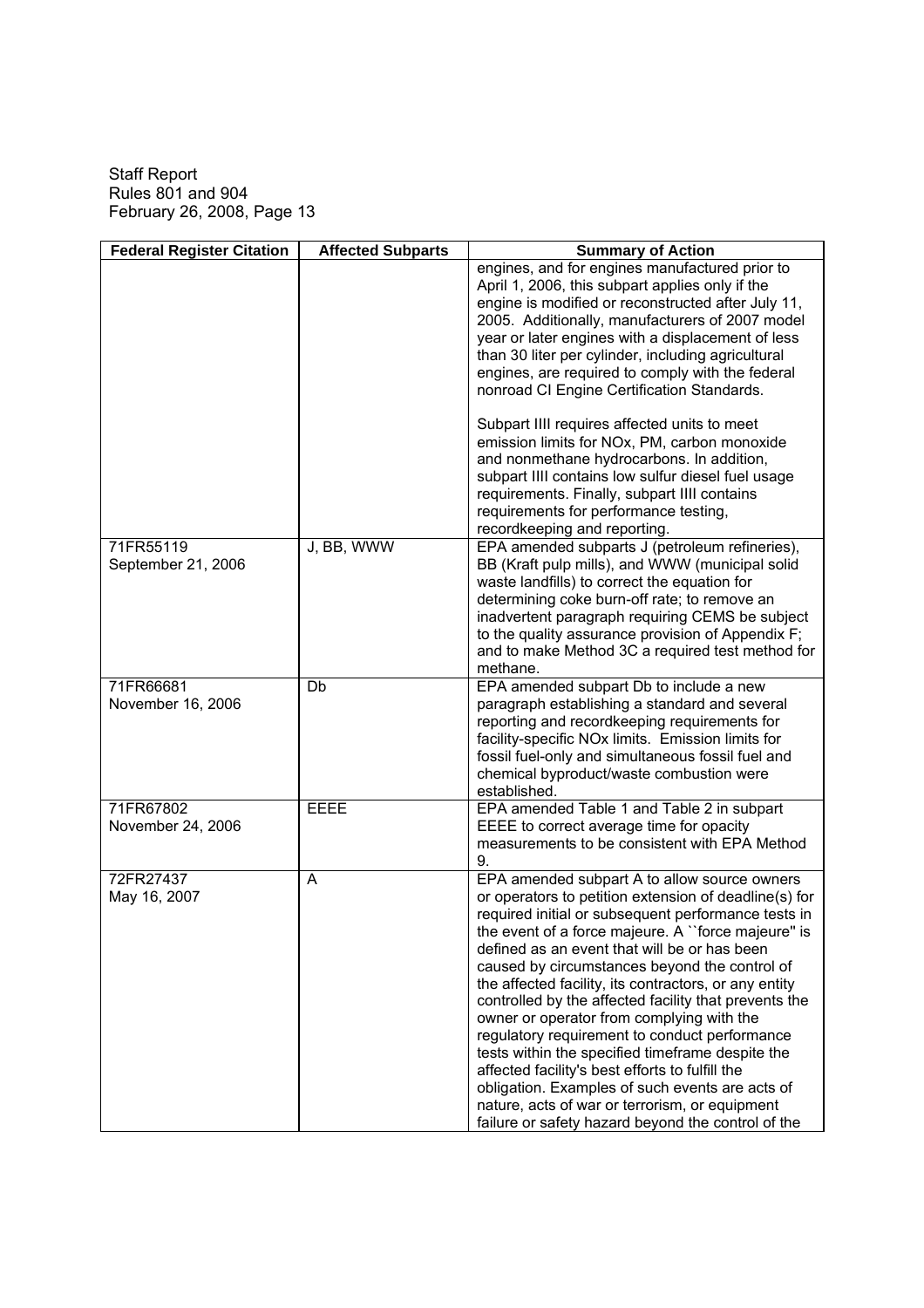| Federal Register Citation | Affected Subparts | Summary of Action |
|---|---|---|
| | | engines, and for engines manufactured prior to April 1, 2006, this subpart applies only if the engine is modified or reconstructed after July 11, 2005. Additionally, manufacturers of 2007 model year or later engines with a displacement of less than 30 liter per cylinder, including agricultural engines, are required to comply with the federal nonroad CI Engine Certification Standards.<br><br>Subpart IIII requires affected units to meet emission limits for NOx, PM, carbon monoxide and nonmethane hydrocarbons. In addition, subpart IIII contains low sulfur diesel fuel usage requirements. Finally, subpart IIII contains requirements for performance testing, recordkeeping and reporting. |
| 71FR55119<br>September 21, 2006 | J, BB, WWW | EPA amended subparts J (petroleum refineries), BB (Kraft pulp mills), and WWW (municipal solid waste landfills) to correct the equation for determining coke burn-off rate; to remove an inadvertent paragraph requiring CEMS be subject to the quality assurance provision of Appendix F; and to make Method 3C a required test method for methane. |
| 71FR66681<br>November 16, 2006 | Db | EPA amended subpart Db to include a new paragraph establishing a standard and several reporting and recordkeeping requirements for facility-specific NOx limits. Emission limits for fossil fuel-only and simultaneous fossil fuel and chemical byproduct/waste combustion were established. |
| 71FR67802<br>November 24, 2006 | EEEE | EPA amended Table 1 and Table 2 in subpart EEEE to correct average time for opacity measurements to be consistent with EPA Method 9. |
| 72FR27437<br>May 16, 2007 | A | EPA amended subpart A to allow source owners or operators to petition extension of deadline(s) for required initial or subsequent performance tests in the event of a force majeure. A ``force majeure'' is defined as an event that will be or has been caused by circumstances beyond the control of the affected facility, its contractors, or any entity controlled by the affected facility that prevents the owner or operator from complying with the regulatory requirement to conduct performance tests within the specified timeframe despite the affected facility's best efforts to fulfill the obligation. Examples of such events are acts of nature, acts of war or terrorism, or equipment failure or safety hazard beyond the control of the |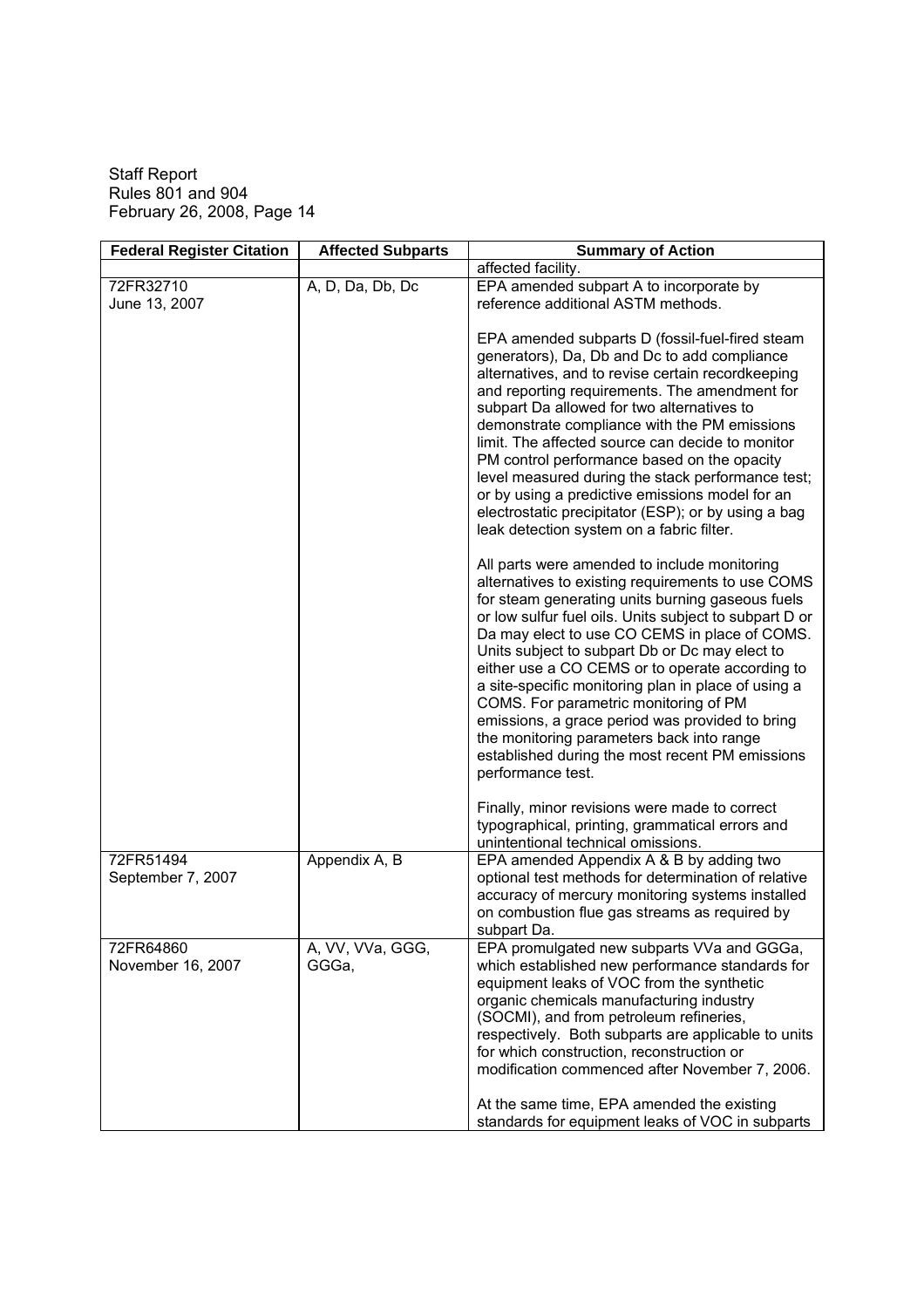| Federal Register Citation | Affected Subparts | Summary of Action |
|---|---|---|
| | | affected facility. |
| 72FR32710<br>June 13, 2007 | A, D, Da, Db, Dc | EPA amended subpart A to incorporate by reference additional ASTM methods.<br><br>EPA amended subparts D (fossil-fuel-fired steam generators), Da, Db and Dc to add compliance alternatives, and to revise certain recordkeeping and reporting requirements. The amendment for subpart Da allowed for two alternatives to demonstrate compliance with the PM emissions limit. The affected source can decide to monitor PM control performance based on the opacity level measured during the stack performance test; or by using a predictive emissions model for an electrostatic precipitator (ESP); or by using a bag leak detection system on a fabric filter.<br><br>All parts were amended to include monitoring alternatives to existing requirements to use COMS for steam generating units burning gaseous fuels or low sulfur fuel oils. Units subject to subpart D or Da may elect to use CO CEMS in place of COMS. Units subject to subpart Db or Dc may elect to either use a CO CEMS or to operate according to a site-specific monitoring plan in place of using a COMS. For parametric monitoring of PM emissions, a grace period was provided to bring the monitoring parameters back into range established during the most recent PM emissions performance test.<br><br>Finally, minor revisions were made to correct typographical, printing, grammatical errors and unintentional technical omissions. |
| 72FR51494<br>September 7, 2007 | Appendix A, B | EPA amended Appendix A & B by adding two optional test methods for determination of relative accuracy of mercury monitoring systems installed on combustion flue gas streams as required by subpart Da. |
| 72FR64860<br>November 16, 2007 | A, VV, VVa, GGG, GGGa, | EPA promulgated new subparts VVa and GGGa, which established new performance standards for equipment leaks of VOC from the synthetic organic chemicals manufacturing industry (SOCMI), and from petroleum refineries, respectively. Both subparts are applicable to units for which construction, reconstruction or modification commenced after November 7, 2006.<br><br>At the same time, EPA amended the existing standards for equipment leaks of VOC in subparts |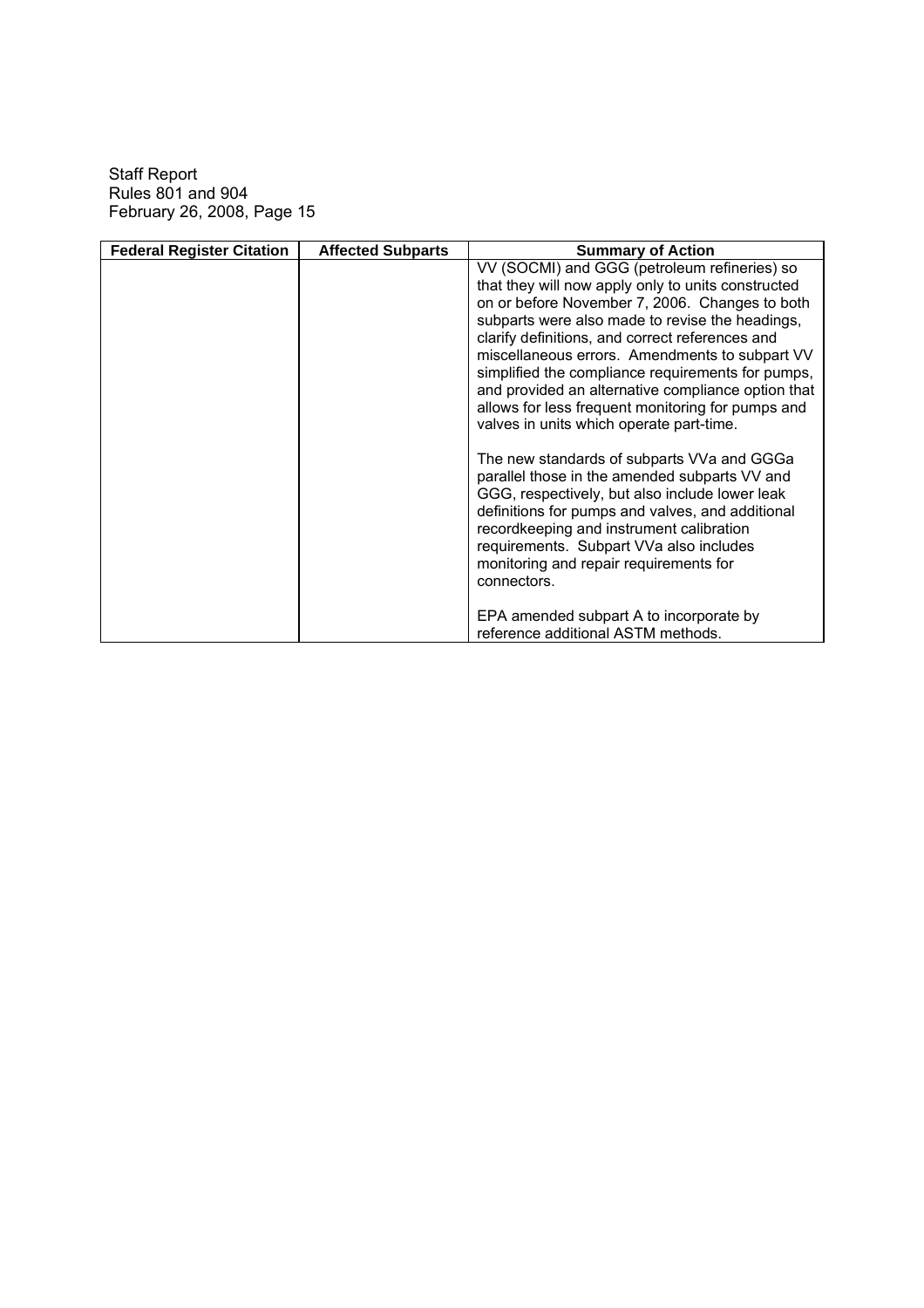| Federal Register Citation | Affected Subparts | Summary of Action |
| --- | --- | --- |
| | | VV (SOCMI) and GGG (petroleum refineries) so that they will now apply only to units constructed on or before November 7, 2006. Changes to both subparts were also made to revise the headings, clarify definitions, and correct references and miscellaneous errors. Amendments to subpart VV simplified the compliance requirements for pumps, and provided an alternative compliance option that allows for less frequent monitoring for pumps and valves in units which operate part-time.<br><br>The new standards of subparts VVa and GGGa parallel those in the amended subparts VV and GGG, respectively, but also include lower leak definitions for pumps and valves, and additional recordkeeping and instrument calibration requirements. Subpart VVa also includes monitoring and repair requirements for connectors.<br><br>EPA amended subpart A to incorporate by reference additional ASTM methods. |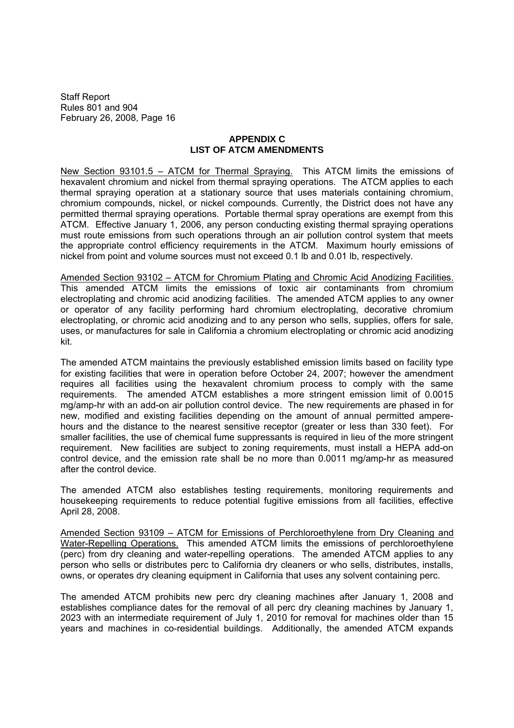**APPENDIX C**
**LIST OF ATCM AMENDMENTS**

New Section 93101.5 – ATCM for Thermal Spraying. This ATCM limits the emissions of hexavalent chromium and nickel from thermal spraying operations. The ATCM applies to each thermal spraying operation at a stationary source that uses materials containing chromium, chromium compounds, nickel, or nickel compounds. Currently, the District does not have any permitted thermal spraying operations. Portable thermal spray operations are exempt from this ATCM. Effective January 1, 2006, any person conducting existing thermal spraying operations must route emissions from such operations through an air pollution control system that meets the appropriate control efficiency requirements in the ATCM. Maximum hourly emissions of nickel from point and volume sources must not exceed 0.1 lb and 0.01 lb, respectively.

Amended Section 93102 – ATCM for Chromium Plating and Chromic Acid Anodizing Facilities. This amended ATCM limits the emissions of toxic air contaminants from chromium electroplating and chromic acid anodizing facilities. The amended ATCM applies to any owner or operator of any facility performing hard chromium electroplating, decorative chromium electroplating, or chromic acid anodizing and to any person who sells, supplies, offers for sale, uses, or manufactures for sale in California a chromium electroplating or chromic acid anodizing kit.

The amended ATCM maintains the previously established emission limits based on facility type for existing facilities that were in operation before October 24, 2007; however the amendment requires all facilities using the hexavalent chromium process to comply with the same requirements. The amended ATCM establishes a more stringent emission limit of 0.0015 mg/amp-hr with an add-on air pollution control device. The new requirements are phased in for new, modified and existing facilities depending on the amount of annual permitted ampere-hours and the distance to the nearest sensitive receptor (greater or less than 330 feet). For smaller facilities, the use of chemical fume suppressants is required in lieu of the more stringent requirement. New facilities are subject to zoning requirements, must install a HEPA add-on control device, and the emission rate shall be no more than 0.0011 mg/amp-hr as measured after the control device.

The amended ATCM also establishes testing requirements, monitoring requirements and housekeeping requirements to reduce potential fugitive emissions from all facilities, effective April 28, 2008.

Amended Section 93109 – ATCM for Emissions of Perchloroethylene from Dry Cleaning and Water-Repelling Operations. This amended ATCM limits the emissions of perchloroethylene (perc) from dry cleaning and water-repelling operations. The amended ATCM applies to any person who sells or distributes perc to California dry cleaners or who sells, distributes, installs, owns, or operates dry cleaning equipment in California that uses any solvent containing perc.

The amended ATCM prohibits new perc dry cleaning machines after January 1, 2008 and establishes compliance dates for the removal of all perc dry cleaning machines by January 1, 2023 with an intermediate requirement of July 1, 2010 for removal for machines older than 15 years and machines in co-residential buildings. Additionally, the amended ATCM expands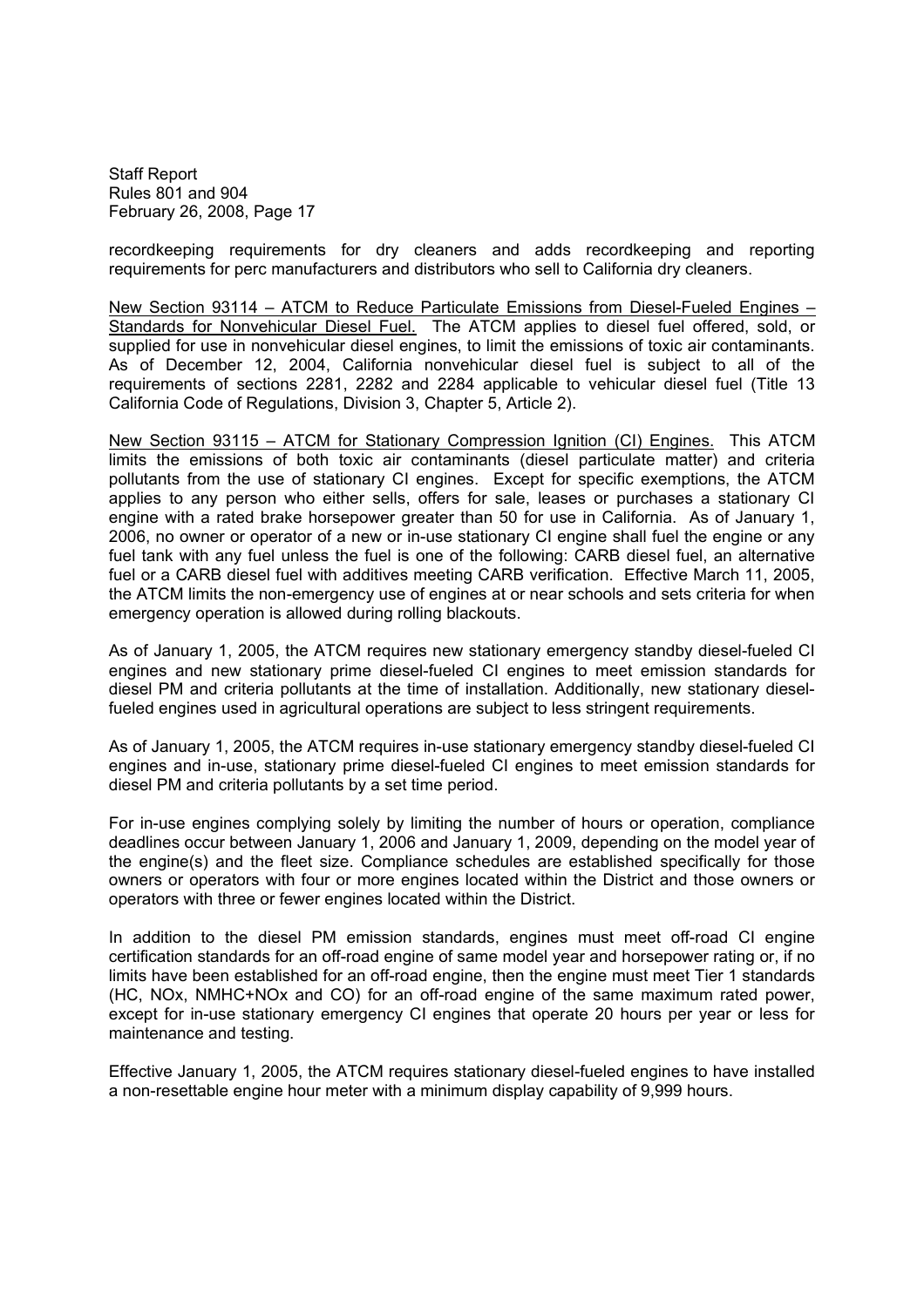recordkeeping requirements for dry cleaners and adds recordkeeping and reporting requirements for perc manufacturers and distributors who sell to California dry cleaners.

New Section 93114 – ATCM to Reduce Particulate Emissions from Diesel-Fueled Engines – Standards for Nonvehicular Diesel Fuel. The ATCM applies to diesel fuel offered, sold, or supplied for use in nonvehicular diesel engines, to limit the emissions of toxic air contaminants. As of December 12, 2004, California nonvehicular diesel fuel is subject to all of the requirements of sections 2281, 2282 and 2284 applicable to vehicular diesel fuel (Title 13 California Code of Regulations, Division 3, Chapter 5, Article 2).

New Section 93115 – ATCM for Stationary Compression Ignition (CI) Engines. This ATCM limits the emissions of both toxic air contaminants (diesel particulate matter) and criteria pollutants from the use of stationary CI engines. Except for specific exemptions, the ATCM applies to any person who either sells, offers for sale, leases or purchases a stationary CI engine with a rated brake horsepower greater than 50 for use in California. As of January 1, 2006, no owner or operator of a new or in-use stationary CI engine shall fuel the engine or any fuel tank with any fuel unless the fuel is one of the following: CARB diesel fuel, an alternative fuel or a CARB diesel fuel with additives meeting CARB verification. Effective March 11, 2005, the ATCM limits the non-emergency use of engines at or near schools and sets criteria for when emergency operation is allowed during rolling blackouts.

As of January 1, 2005, the ATCM requires new stationary emergency standby diesel-fueled CI engines and new stationary prime diesel-fueled CI engines to meet emission standards for diesel PM and criteria pollutants at the time of installation. Additionally, new stationary diesel-fueled engines used in agricultural operations are subject to less stringent requirements.

As of January 1, 2005, the ATCM requires in-use stationary emergency standby diesel-fueled CI engines and in-use, stationary prime diesel-fueled CI engines to meet emission standards for diesel PM and criteria pollutants by a set time period.

For in-use engines complying solely by limiting the number of hours or operation, compliance deadlines occur between January 1, 2006 and January 1, 2009, depending on the model year of the engine(s) and the fleet size. Compliance schedules are established specifically for those owners or operators with four or more engines located within the District and those owners or operators with three or fewer engines located within the District.

In addition to the diesel PM emission standards, engines must meet off-road CI engine certification standards for an off-road engine of same model year and horsepower rating or, if no limits have been established for an off-road engine, then the engine must meet Tier 1 standards (HC, NOx, NMHC+NOx and CO) for an off-road engine of the same maximum rated power, except for in-use stationary emergency CI engines that operate 20 hours per year or less for maintenance and testing.

Effective January 1, 2005, the ATCM requires stationary diesel-fueled engines to have installed a non-resettable engine hour meter with a minimum display capability of 9,999 hours.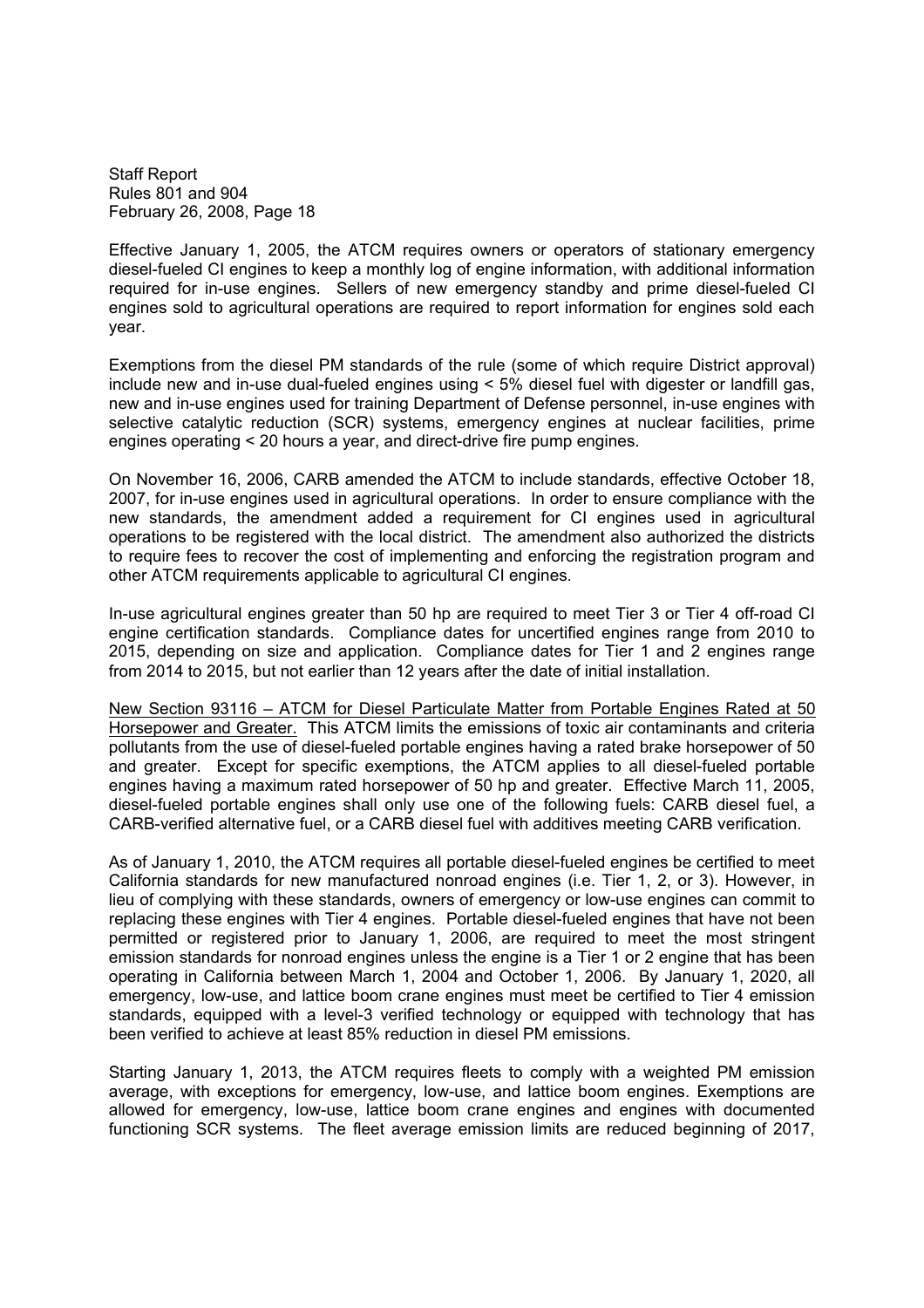Effective January 1, 2005, the ATCM requires owners or operators of stationary emergency diesel-fueled CI engines to keep a monthly log of engine information, with additional information required for in-use engines. Sellers of new emergency standby and prime diesel-fueled CI engines sold to agricultural operations are required to report information for engines sold each year.

Exemptions from the diesel PM standards of the rule (some of which require District approval) include new and in-use dual-fueled engines using < 5% diesel fuel with digester or landfill gas, new and in-use engines used for training Department of Defense personnel, in-use engines with selective catalytic reduction (SCR) systems, emergency engines at nuclear facilities, prime engines operating < 20 hours a year, and direct-drive fire pump engines.

On November 16, 2006, CARB amended the ATCM to include standards, effective October 18, 2007, for in-use engines used in agricultural operations. In order to ensure compliance with the new standards, the amendment added a requirement for CI engines used in agricultural operations to be registered with the local district. The amendment also authorized the districts to require fees to recover the cost of implementing and enforcing the registration program and other ATCM requirements applicable to agricultural CI engines.

In-use agricultural engines greater than 50 hp are required to meet Tier 3 or Tier 4 off-road CI engine certification standards. Compliance dates for uncertified engines range from 2010 to 2015, depending on size and application. Compliance dates for Tier 1 and 2 engines range from 2014 to 2015, but not earlier than 12 years after the date of initial installation.

<u>New Section 93116 – ATCM for Diesel Particulate Matter from Portable Engines Rated at 50 Horsepower and Greater.</u> This ATCM limits the emissions of toxic air contaminants and criteria pollutants from the use of diesel-fueled portable engines having a rated brake horsepower of 50 and greater. Except for specific exemptions, the ATCM applies to all diesel-fueled portable engines having a maximum rated horsepower of 50 hp and greater. Effective March 11, 2005, diesel-fueled portable engines shall only use one of the following fuels: CARB diesel fuel, a CARB-verified alternative fuel, or a CARB diesel fuel with additives meeting CARB verification.

As of January 1, 2010, the ATCM requires all portable diesel-fueled engines be certified to meet California standards for new manufactured nonroad engines (i.e. Tier 1, 2, or 3). However, in lieu of complying with these standards, owners of emergency or low-use engines can commit to replacing these engines with Tier 4 engines. Portable diesel-fueled engines that have not been permitted or registered prior to January 1, 2006, are required to meet the most stringent emission standards for nonroad engines unless the engine is a Tier 1 or 2 engine that has been operating in California between March 1, 2004 and October 1, 2006. By January 1, 2020, all emergency, low-use, and lattice boom crane engines must meet be certified to Tier 4 emission standards, equipped with a level-3 verified technology or equipped with technology that has been verified to achieve at least 85% reduction in diesel PM emissions.

Starting January 1, 2013, the ATCM requires fleets to comply with a weighted PM emission average, with exceptions for emergency, low-use, and lattice boom engines. Exemptions are allowed for emergency, low-use, lattice boom crane engines and engines with documented functioning SCR systems. The fleet average emission limits are reduced beginning of 2017,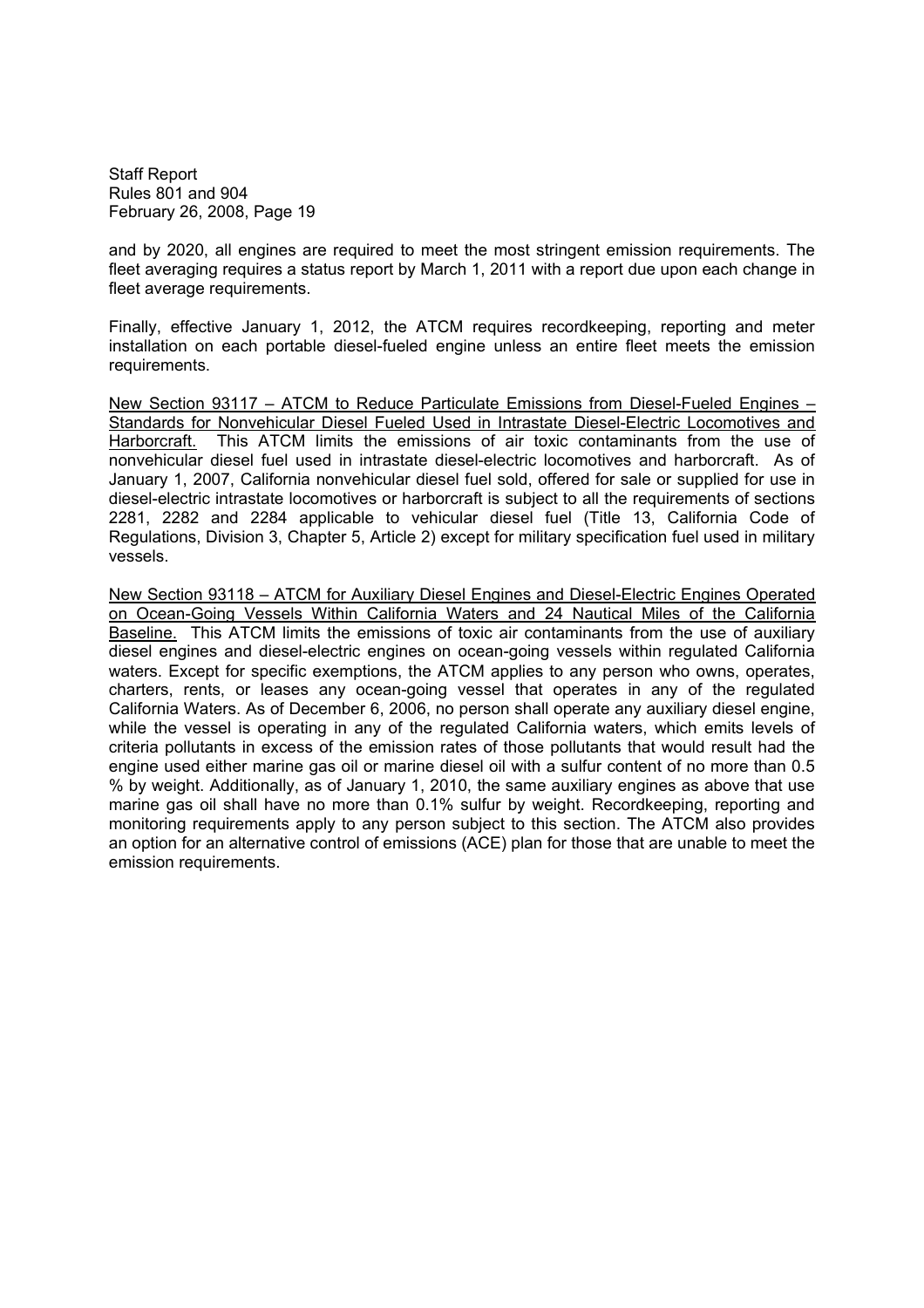and by 2020, all engines are required to meet the most stringent emission requirements. The fleet averaging requires a status report by March 1, 2011 with a report due upon each change in fleet average requirements.

Finally, effective January 1, 2012, the ATCM requires recordkeeping, reporting and meter installation on each portable diesel-fueled engine unless an entire fleet meets the emission requirements.

<u>New Section 93117 – ATCM to Reduce Particulate Emissions from Diesel-Fueled Engines – Standards for Nonvehicular Diesel Fueled Used in Intrastate Diesel-Electric Locomotives and Harborcraft.</u> This ATCM limits the emissions of air toxic contaminants from the use of nonvehicular diesel fuel used in intrastate diesel-electric locomotives and harborcraft. As of January 1, 2007, California nonvehicular diesel fuel sold, offered for sale or supplied for use in diesel-electric intrastate locomotives or harborcraft is subject to all the requirements of sections 2281, 2282 and 2284 applicable to vehicular diesel fuel (Title 13, California Code of Regulations, Division 3, Chapter 5, Article 2) except for military specification fuel used in military vessels.

<u>New Section 93118 – ATCM for Auxiliary Diesel Engines and Diesel-Electric Engines Operated on Ocean-Going Vessels Within California Waters and 24 Nautical Miles of the California Baseline.</u> This ATCM limits the emissions of toxic air contaminants from the use of auxiliary diesel engines and diesel-electric engines on ocean-going vessels within regulated California waters. Except for specific exemptions, the ATCM applies to any person who owns, operates, charters, rents, or leases any ocean-going vessel that operates in any of the regulated California Waters. As of December 6, 2006, no person shall operate any auxiliary diesel engine, while the vessel is operating in any of the regulated California waters, which emits levels of criteria pollutants in excess of the emission rates of those pollutants that would result had the engine used either marine gas oil or marine diesel oil with a sulfur content of no more than 0.5 % by weight. Additionally, as of January 1, 2010, the same auxiliary engines as above that use marine gas oil shall have no more than 0.1% sulfur by weight. Recordkeeping, reporting and monitoring requirements apply to any person subject to this section. The ATCM also provides an option for an alternative control of emissions (ACE) plan for those that are unable to meet the emission requirements.